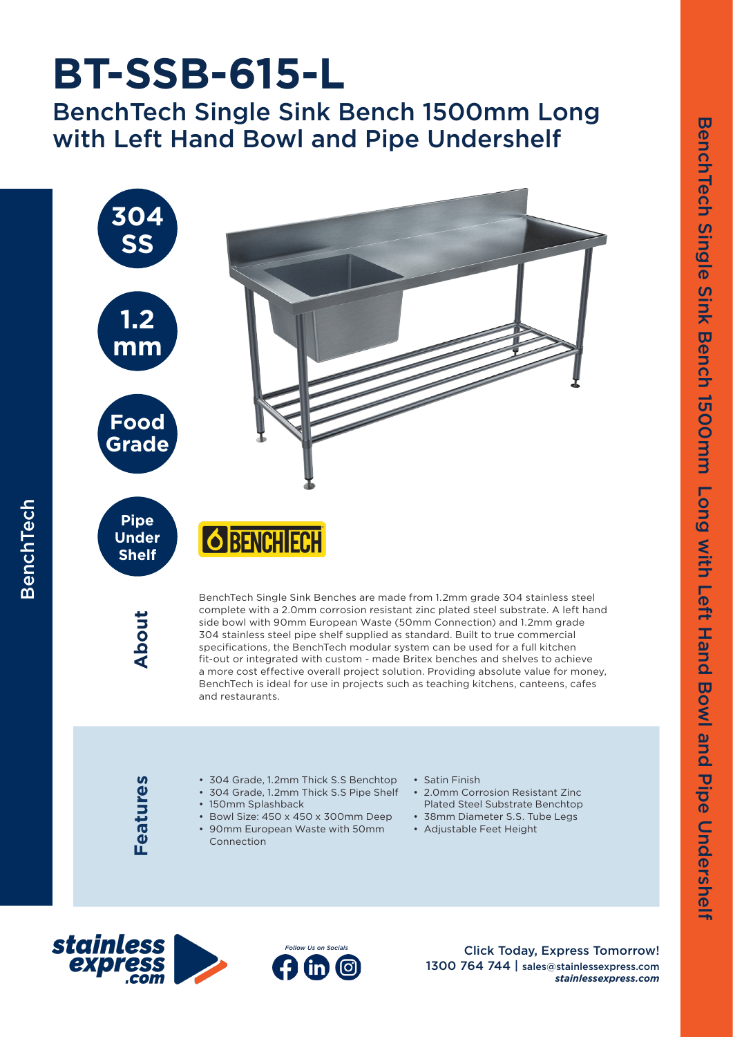# BT-SSB-615-L

## BenchTech Single Sink Bench 1500mm Long with Left Hand Bowl and Pipe Undershelf

**304 SS**

**1.2 mm**

**Food Grade**

**Pipe Under Shelf**

BENCHTECH

### About

BenchTech Single Sink Benches are made from 1.2mm grade 304 stainless steel complete with a 2.0mm corrosion resistant zinc plated steel substrate. A left hand side bowl with 90mm European Waste (50mm Connection) and 1.2mm grade 304 stainless steel pipe shelf supplied as standard. Built to true commercial specifications, the BenchTech modular system can be used for a full kitchen fit-out or integrated with custom - made Britex benches and shelves to achieve a more cost effective overall project solution. Providing absolute value for money, BenchTech is ideal for use in projects such as teaching kitchens, canteens, cafes and restaurants.

### Features

- 304 Grade, 1.2mm Thick S.S Benchtop
- 304 Grade, 1.2mm Thick S.S Pipe Shelf
- 150mm Splashback
- Bowl Size: 450 x 450 x 300mm Deep
- 90mm European Waste with 50mm Connection
- Satin Finish
- 2.0mm Corrosion Resistant Zinc Plated Steel Substrate Benchtop
- 38mm Diameter S.S. Tube Legs
- Adjustable Feet Height

stainless express .com

*Follow Us on Socials*

Click Today, Express Tomorrow!
1300 764 744 | sales@stainlessexpress.com
***stainlessexpress.com***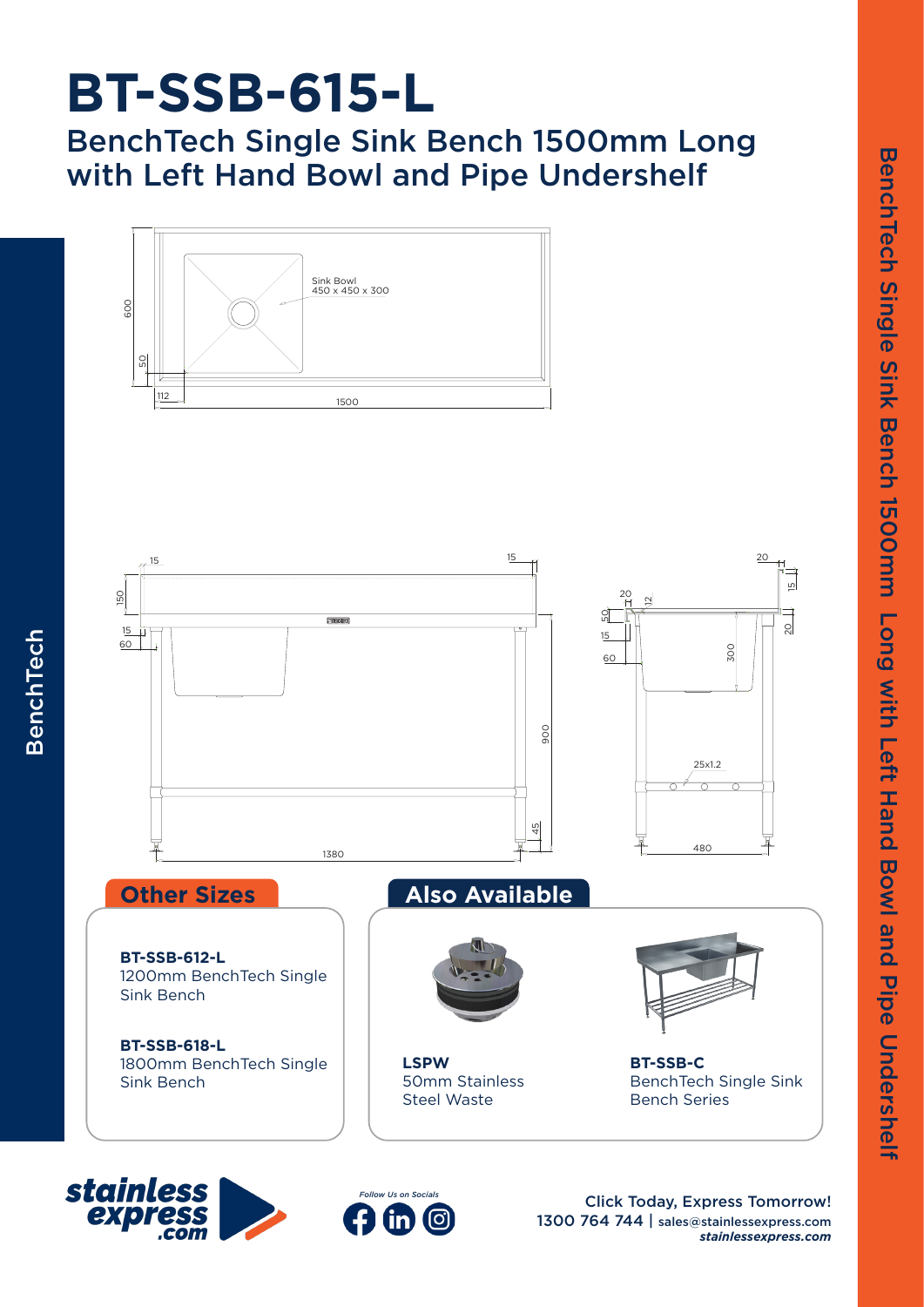# BT-SSB-615-L

## BenchTech Single Sink Bench 1500mm Long with Left Hand Bowl and Pipe Undershelf

Sink Bowl
450 x 450 x 300

600
50
112
1500

15
15
150
15
60
900
45
1380

20
15
20
12
50
15
60
300
20
25x1.2
480

BenchTech

## Other Sizes

**BT-SSB-612-L**
1200mm BenchTech Single Sink Bench

**BT-SSB-618-L**
1800mm BenchTech Single Sink Bench

## Also Available

**LSPW**
50mm Stainless Steel Waste

**BT-SSB-C**
BenchTech Single Sink Bench Series

stainless express .com

*Follow Us on Socials*

Click Today, Express Tomorrow!
1300 764 744 | sales@stainlessexpress.com
***stainlessexpress.com***

BenchTech Single Sink Bench 1500mm Long with Left Hand Bowl and Pipe Undershelf